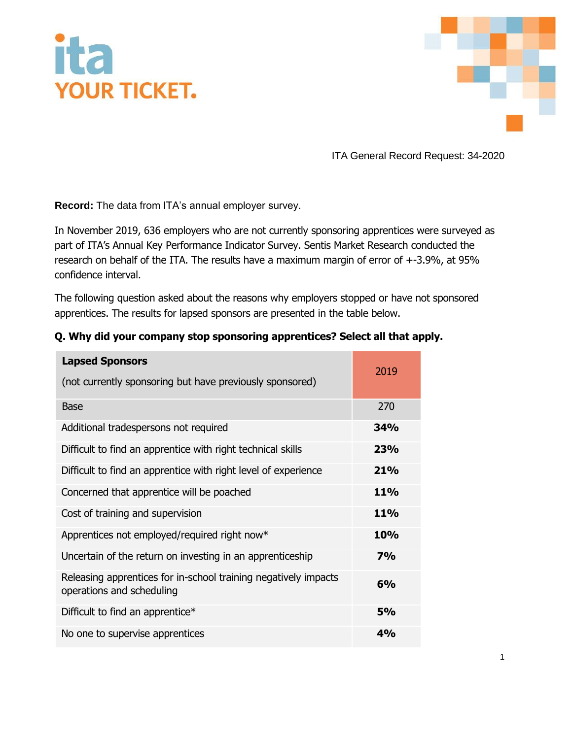ita
YOUR TICKET.

ITA General Record Request: 34-2020

**Record:** The data from ITA's annual employer survey.

In November 2019, 636 employers who are not currently sponsoring apprentices were surveyed as part of ITA's Annual Key Performance Indicator Survey. Sentis Market Research conducted the research on behalf of the ITA. The results have a maximum margin of error of +-3.9%, at 95% confidence interval.

The following question asked about the reasons why employers stopped or have not sponsored apprentices. The results for lapsed sponsors are presented in the table below.

**Q. Why did your company stop sponsoring apprentices? Select all that apply.**

| **Lapsed Sponsors** (not currently sponsoring but have previously sponsored) | 2019 |
|---|---|
| Base | 270 |
| Additional tradespersons not required | **34%** |
| Difficult to find an apprentice with right technical skills | **23%** |
| Difficult to find an apprentice with right level of experience | **21%** |
| Concerned that apprentice will be poached | **11%** |
| Cost of training and supervision | **11%** |
| Apprentices not employed/required right now* | **10%** |
| Uncertain of the return on investing in an apprenticeship | **7%** |
| Releasing apprentices for in-school training negatively impacts operations and scheduling | **6%** |
| Difficult to find an apprentice* | **5%** |
| No one to supervise apprentices | **4%** |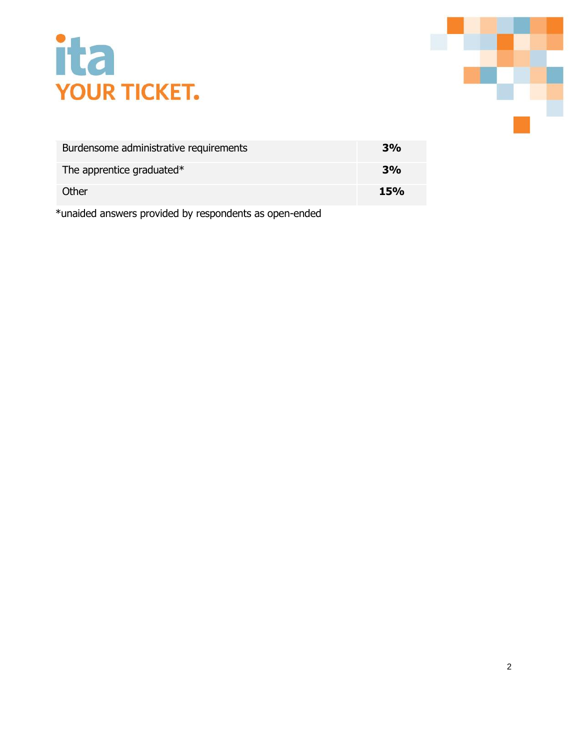| | |
|---|---|
| Burdensome administrative requirements | **3%** |
| The apprentice graduated* | **3%** |
| Other | **15%** |

*unaided answers provided by respondents as open-ended